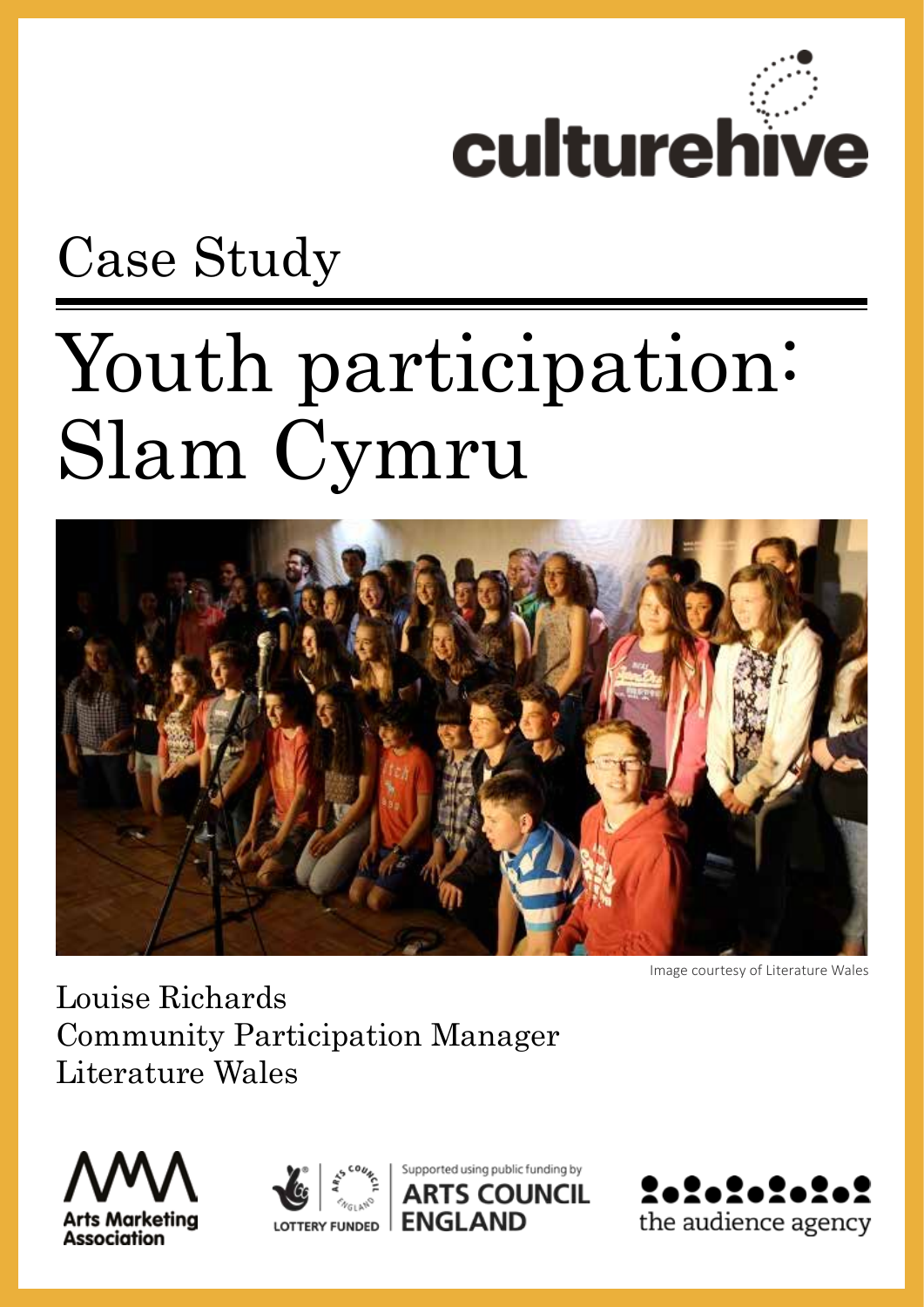culturehive

Case Study

# Youth participation: Slam Cymru

Image courtesy of Literature Wales

Louise Richards
Community Participation Manager
Literature Wales

Arts Marketing Association

LOTTERY FUNDED | Supported using public funding by ARTS COUNCIL ENGLAND

the audience agency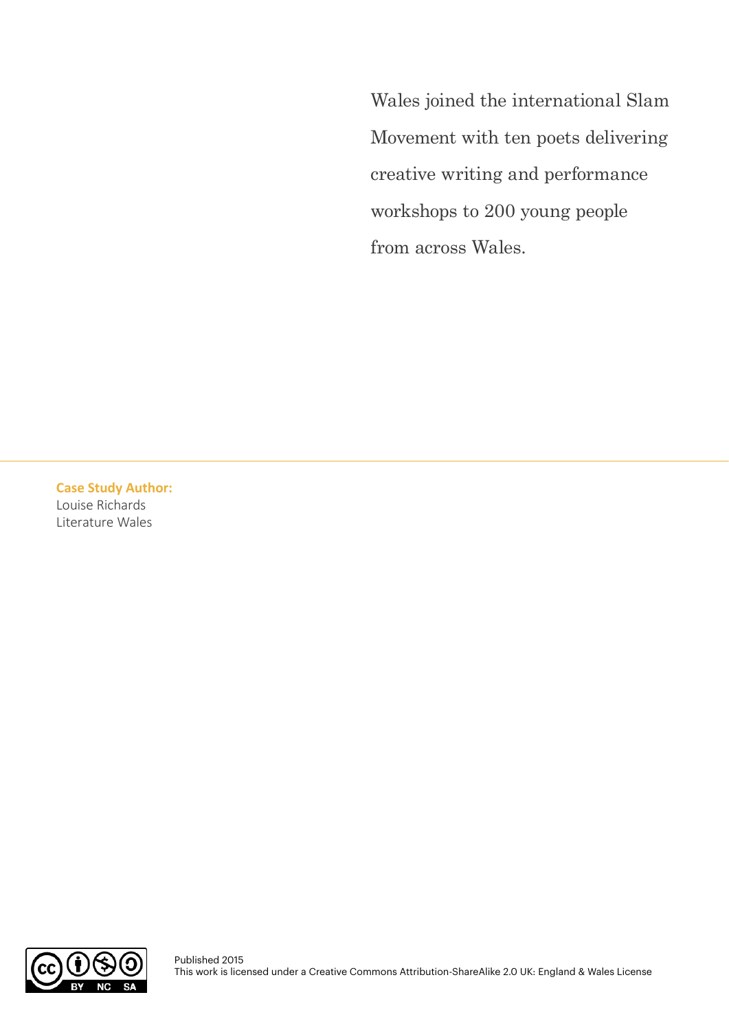Wales joined the international Slam Movement with ten poets delivering creative writing and performance workshops to 200 young people from across Wales.

---

**Case Study Author:**
Louise Richards
Literature Wales

Published 2015
This work is licensed under a Creative Commons Attribution-ShareAlike 2.0 UK: England & Wales License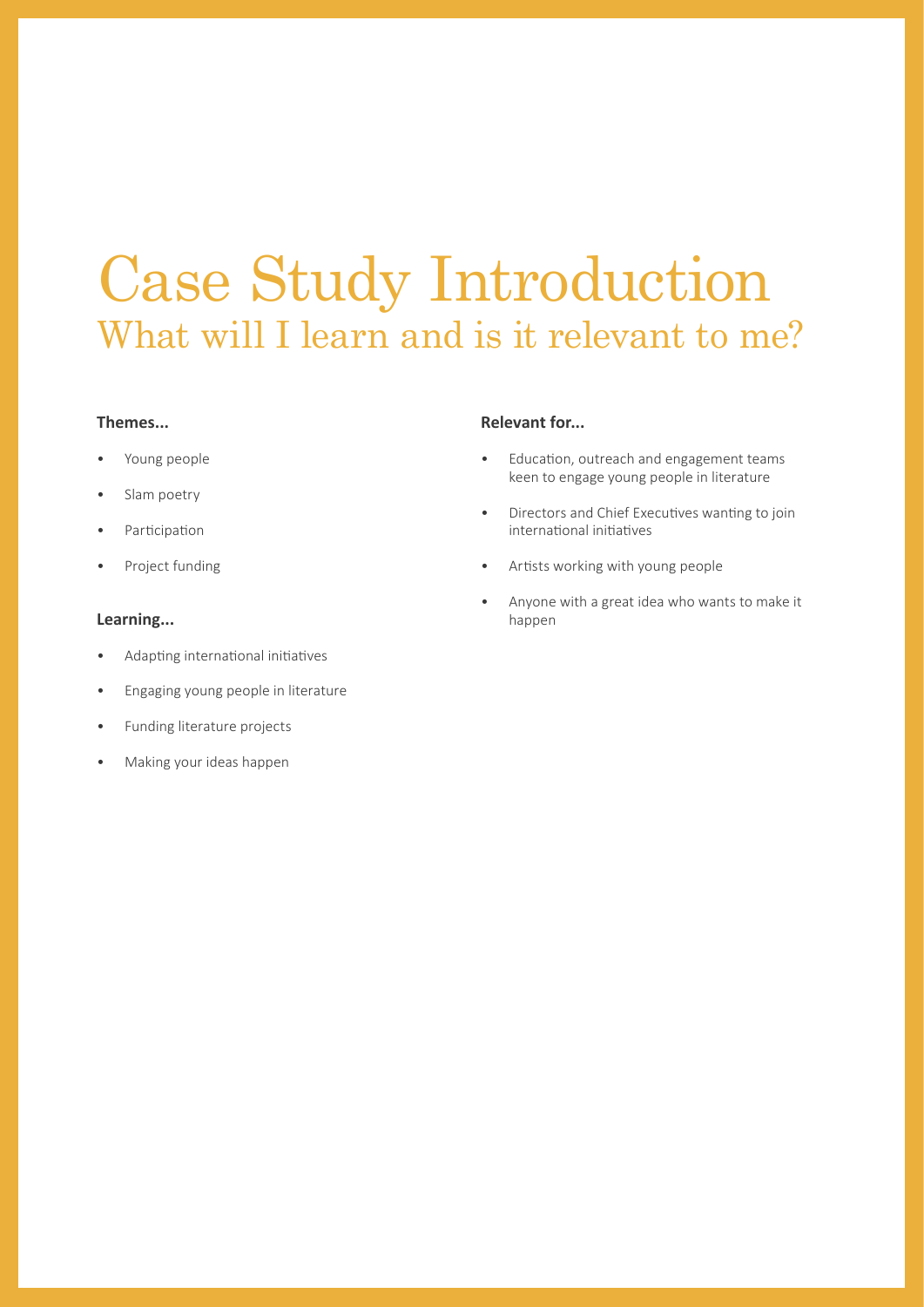# Case Study Introduction

## What will I learn and is it relevant to me?

**Themes...**

- Young people
- Slam poetry
- Participation
- Project funding

**Learning...**

- Adapting international initiatives
- Engaging young people in literature
- Funding literature projects
- Making your ideas happen

**Relevant for...**

- Education, outreach and engagement teams keen to engage young people in literature
- Directors and Chief Executives wanting to join international initiatives
- Artists working with young people
- Anyone with a great idea who wants to make it happen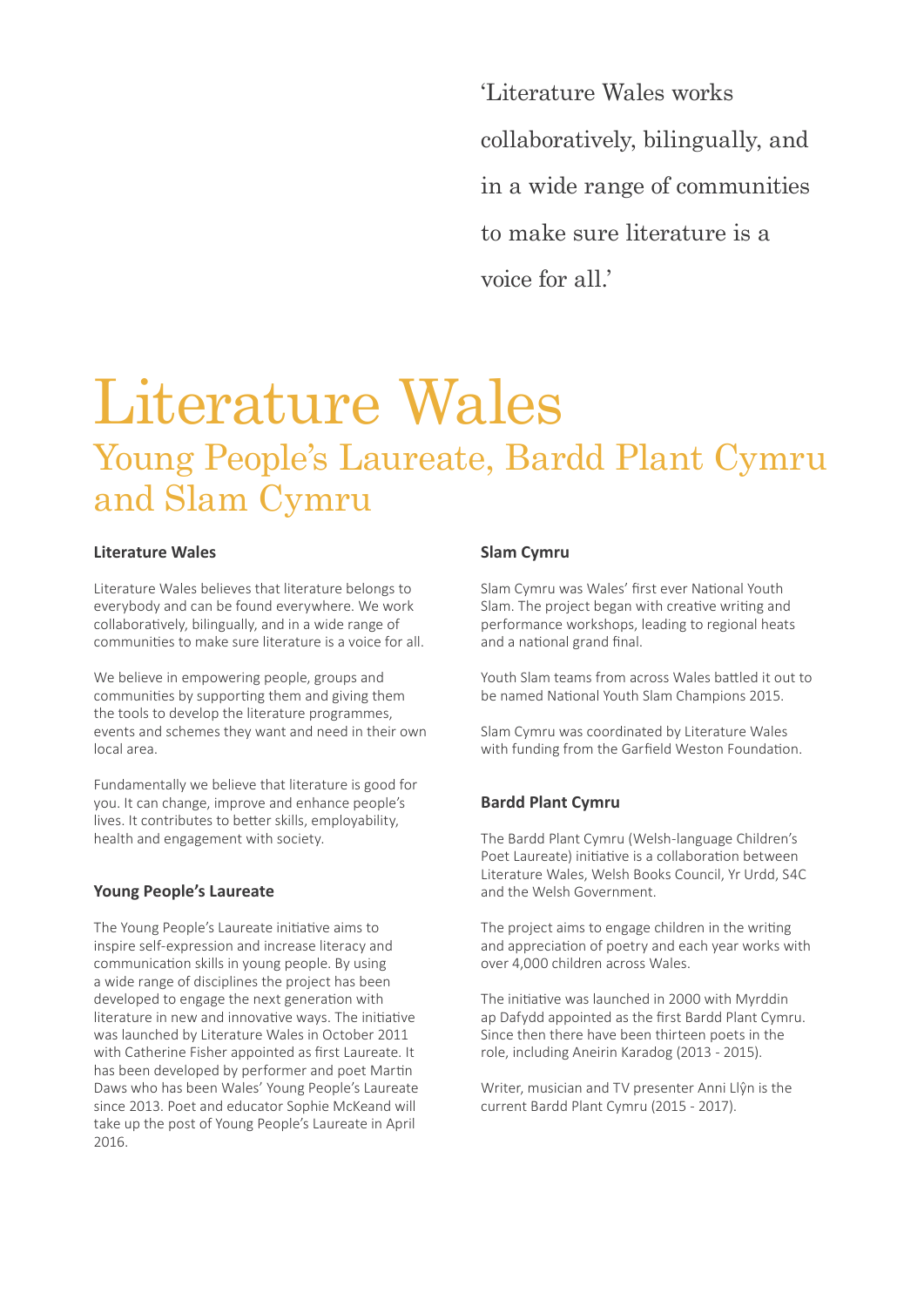'Literature Wales works collaboratively, bilingually, and in a wide range of communities to make sure literature is a voice for all.'

# Literature Wales

## Young People's Laureate, Bardd Plant Cymru and Slam Cymru

### Literature Wales

Literature Wales believes that literature belongs to everybody and can be found everywhere. We work collaboratively, bilingually, and in a wide range of communities to make sure literature is a voice for all.

We believe in empowering people, groups and communities by supporting them and giving them the tools to develop the literature programmes, events and schemes they want and need in their own local area.

Fundamentally we believe that literature is good for you. It can change, improve and enhance people's lives. It contributes to better skills, employability, health and engagement with society.

### Young People's Laureate

The Young People's Laureate initiative aims to inspire self-expression and increase literacy and communication skills in young people. By using a wide range of disciplines the project has been developed to engage the next generation with literature in new and innovative ways. The initiative was launched by Literature Wales in October 2011 with Catherine Fisher appointed as first Laureate. It has been developed by performer and poet Martin Daws who has been Wales' Young People's Laureate since 2013. Poet and educator Sophie McKeand will take up the post of Young People's Laureate in April 2016.

### Slam Cymru

Slam Cymru was Wales' first ever National Youth Slam. The project began with creative writing and performance workshops, leading to regional heats and a national grand final.

Youth Slam teams from across Wales battled it out to be named National Youth Slam Champions 2015.

Slam Cymru was coordinated by Literature Wales with funding from the Garfield Weston Foundation.

### Bardd Plant Cymru

The Bardd Plant Cymru (Welsh-language Children's Poet Laureate) initiative is a collaboration between Literature Wales, Welsh Books Council, Yr Urdd, S4C and the Welsh Government.

The project aims to engage children in the writing and appreciation of poetry and each year works with over 4,000 children across Wales.

The initiative was launched in 2000 with Myrddin ap Dafydd appointed as the first Bardd Plant Cymru. Since then there have been thirteen poets in the role, including Aneirin Karadog (2013 - 2015).

Writer, musician and TV presenter Anni Llŷn is the current Bardd Plant Cymru (2015 - 2017).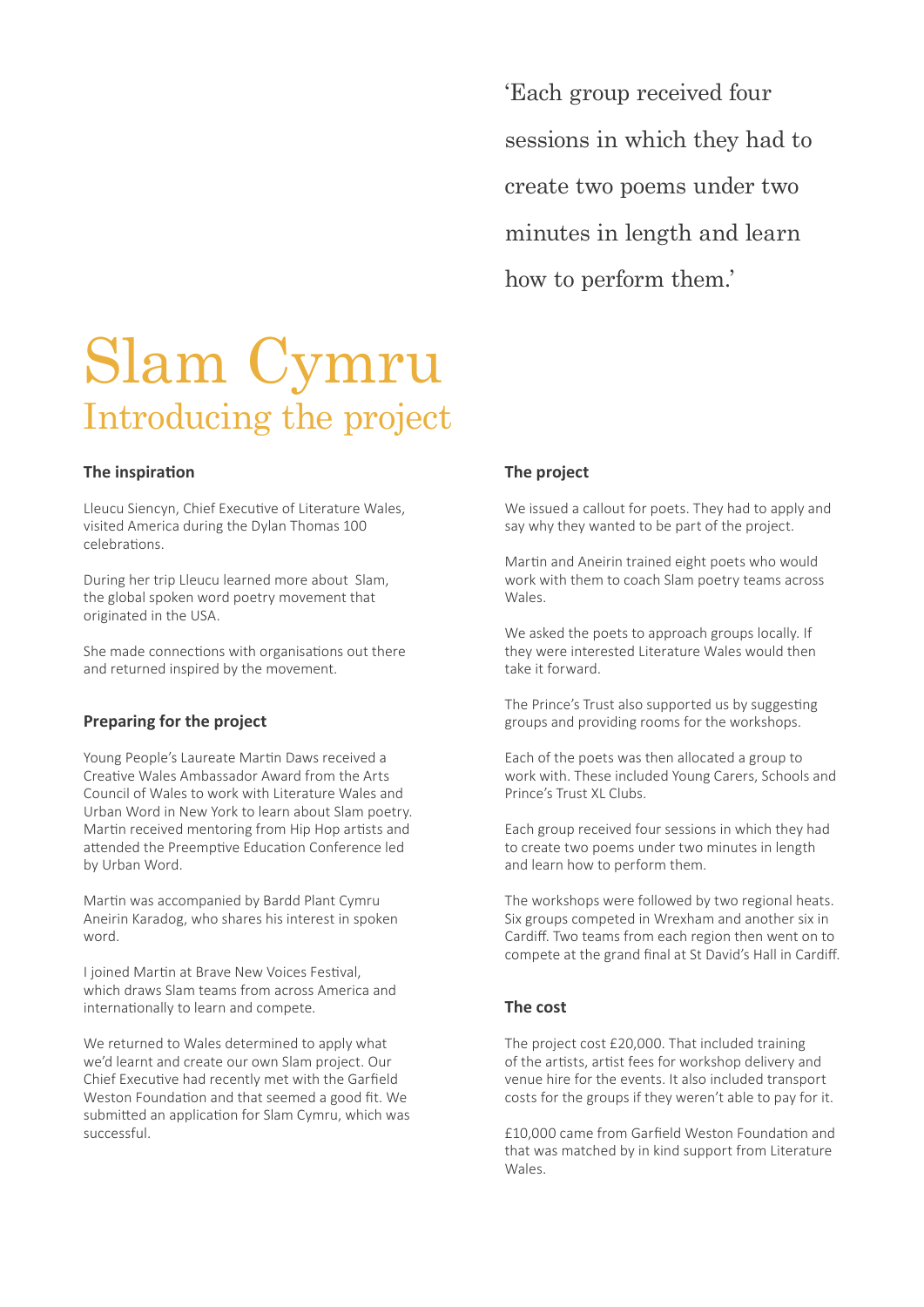> 'Each group received four sessions in which they had to create two poems under two minutes in length and learn how to perform them.'

# Slam Cymru

## Introducing the project

### The inspiration

Lleucu Siencyn, Chief Executive of Literature Wales, visited America during the Dylan Thomas 100 celebrations.

During her trip Lleucu learned more about Slam, the global spoken word poetry movement that originated in the USA.

She made connections with organisations out there and returned inspired by the movement.

### Preparing for the project

Young People's Laureate Martin Daws received a Creative Wales Ambassador Award from the Arts Council of Wales to work with Literature Wales and Urban Word in New York to learn about Slam poetry. Martin received mentoring from Hip Hop artists and attended the Preemptive Education Conference led by Urban Word.

Martin was accompanied by Bardd Plant Cymru Aneirin Karadog, who shares his interest in spoken word.

I joined Martin at Brave New Voices Festival, which draws Slam teams from across America and internationally to learn and compete.

We returned to Wales determined to apply what we'd learnt and create our own Slam project. Our Chief Executive had recently met with the Garfield Weston Foundation and that seemed a good fit. We submitted an application for Slam Cymru, which was successful.

### The project

We issued a callout for poets. They had to apply and say why they wanted to be part of the project.

Martin and Aneirin trained eight poets who would work with them to coach Slam poetry teams across Wales.

We asked the poets to approach groups locally. If they were interested Literature Wales would then take it forward.

The Prince's Trust also supported us by suggesting groups and providing rooms for the workshops.

Each of the poets was then allocated a group to work with. These included Young Carers, Schools and Prince's Trust XL Clubs.

Each group received four sessions in which they had to create two poems under two minutes in length and learn how to perform them.

The workshops were followed by two regional heats. Six groups competed in Wrexham and another six in Cardiff. Two teams from each region then went on to compete at the grand final at St David's Hall in Cardiff.

### The cost

The project cost £20,000. That included training of the artists, artist fees for workshop delivery and venue hire for the events. It also included transport costs for the groups if they weren't able to pay for it.

£10,000 came from Garfield Weston Foundation and that was matched by in kind support from Literature Wales.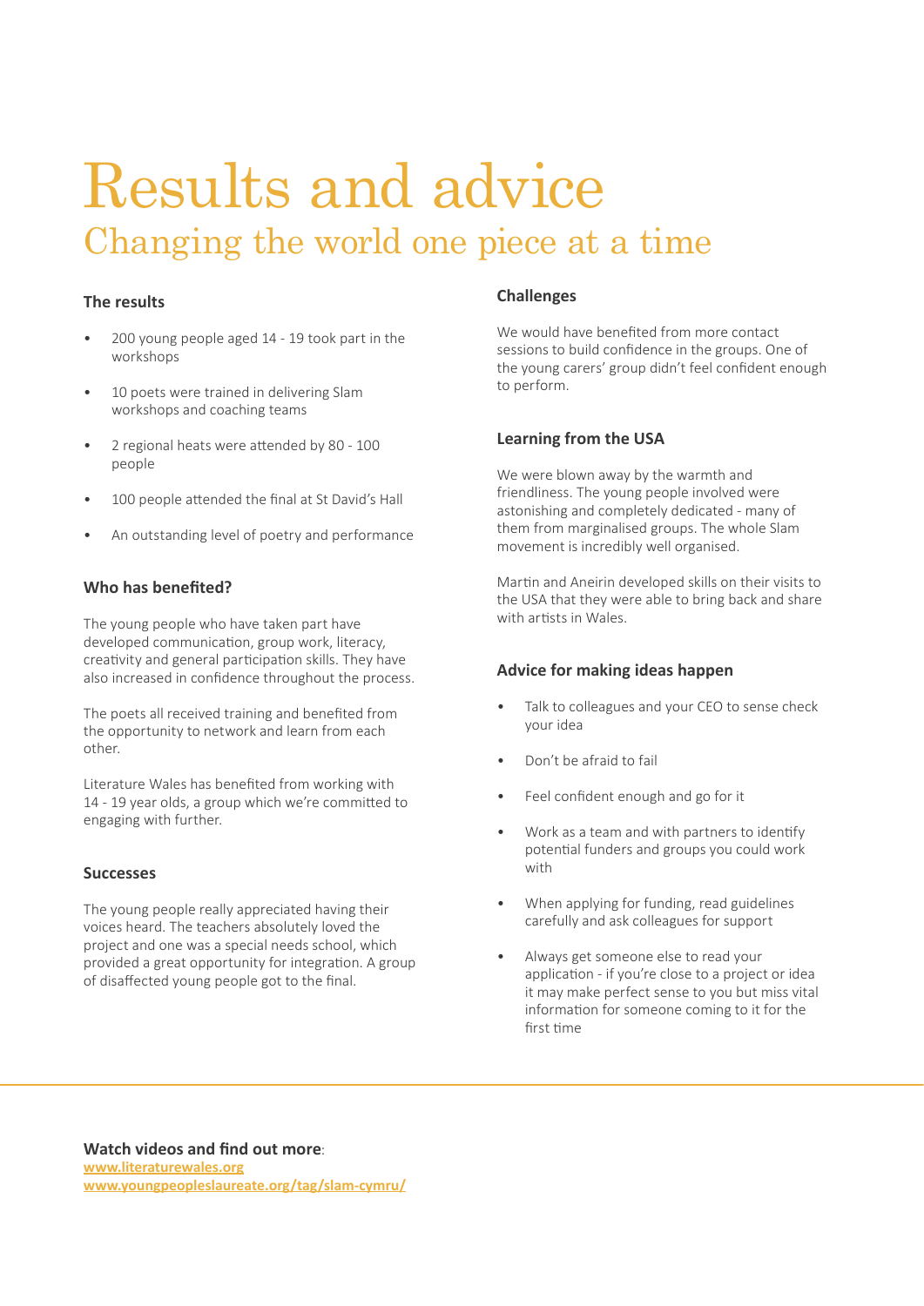# Results and advice

## Changing the world one piece at a time

### The results

- 200 young people aged 14 - 19 took part in the workshops
- 10 poets were trained in delivering Slam workshops and coaching teams
- 2 regional heats were attended by 80 - 100 people
- 100 people attended the final at St David's Hall
- An outstanding level of poetry and performance

### Who has benefited?

The young people who have taken part have developed communication, group work, literacy, creativity and general participation skills. They have also increased in confidence throughout the process.

The poets all received training and benefited from the opportunity to network and learn from each other.

Literature Wales has benefited from working with 14 - 19 year olds, a group which we're committed to engaging with further.

### Successes

The young people really appreciated having their voices heard. The teachers absolutely loved the project and one was a special needs school, which provided a great opportunity for integration. A group of disaffected young people got to the final.

### Challenges

We would have benefited from more contact sessions to build confidence in the groups. One of the young carers' group didn't feel confident enough to perform.

### Learning from the USA

We were blown away by the warmth and friendliness. The young people involved were astonishing and completely dedicated - many of them from marginalised groups. The whole Slam movement is incredibly well organised.

Martin and Aneirin developed skills on their visits to the USA that they were able to bring back and share with artists in Wales.

### Advice for making ideas happen

- Talk to colleagues and your CEO to sense check your idea
- Don't be afraid to fail
- Feel confident enough and go for it
- Work as a team and with partners to identify potential funders and groups you could work with
- When applying for funding, read guidelines carefully and ask colleagues for support
- Always get someone else to read your application - if you're close to a project or idea it may make perfect sense to you but miss vital information for someone coming to it for the first time

**Watch videos and find out more**:
[www.literaturewales.org](http://www.literaturewales.org)
[www.youngpeopleslaureate.org/tag/slam-cymru/](http://www.youngpeopleslaureate.org/tag/slam-cymru/)